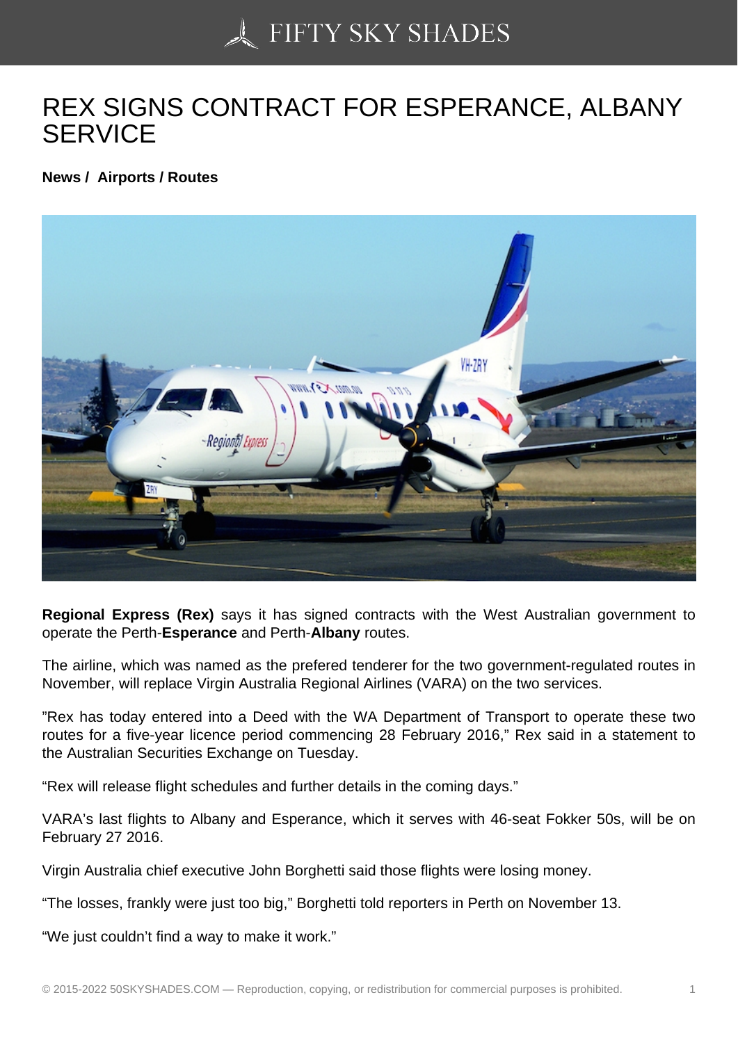# REX SIGNS CONTRACT FOR ESPERANCE, ALBANY SERVICE

**News / Airports / Routes**

**Regional Express (Rex)** says it has signed contracts with the West Australian government to operate the Perth-**Esperance** and Perth-**Albany** routes.

The airline, which was named as the prefered tenderer for the two government-regulated routes in November, will replace Virgin Australia Regional Airlines (VARA) on the two services.

"Rex has today entered into a Deed with the WA Department of Transport to operate these two routes for a five-year licence period commencing 28 February 2016," Rex said in a statement to the Australian Securities Exchange on Tuesday.

"Rex will release flight schedules and further details in the coming days."

VARA's last flights to Albany and Esperance, which it serves with 46-seat Fokker 50s, will be on February 27 2016.

Virgin Australia chief executive John Borghetti said those flights were losing money.

"The losses, frankly were just too big," Borghetti told reporters in Perth on November 13.

"We just couldn't find a way to make it work."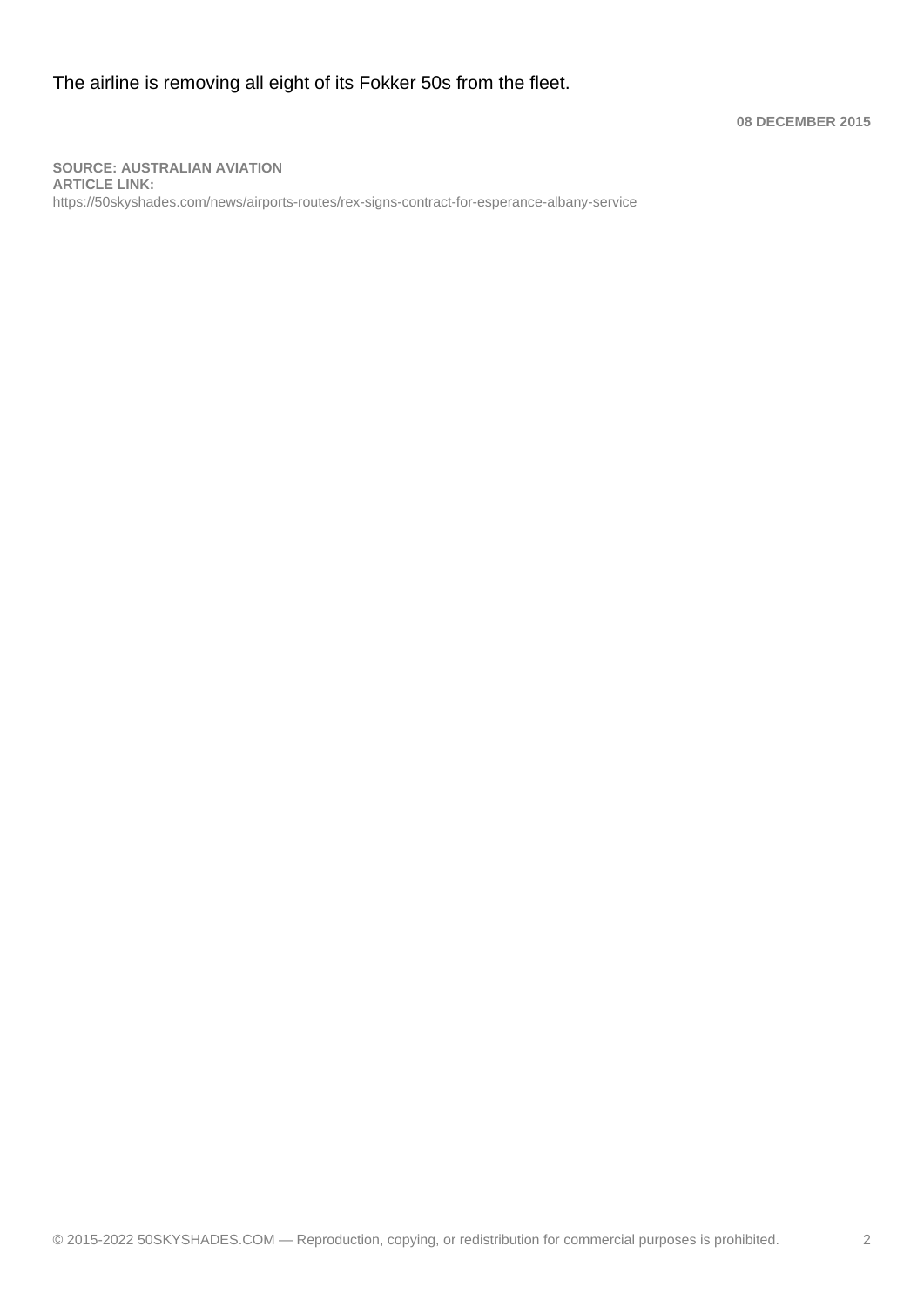The airline is removing all eight of its Fokker 50s from the fleet.

**08 DECEMBER 2015**

**SOURCE: AUSTRALIAN AVIATION**
**ARTICLE LINK:**
https://50skyshades.com/news/airports-routes/rex-signs-contract-for-esperance-albany-service